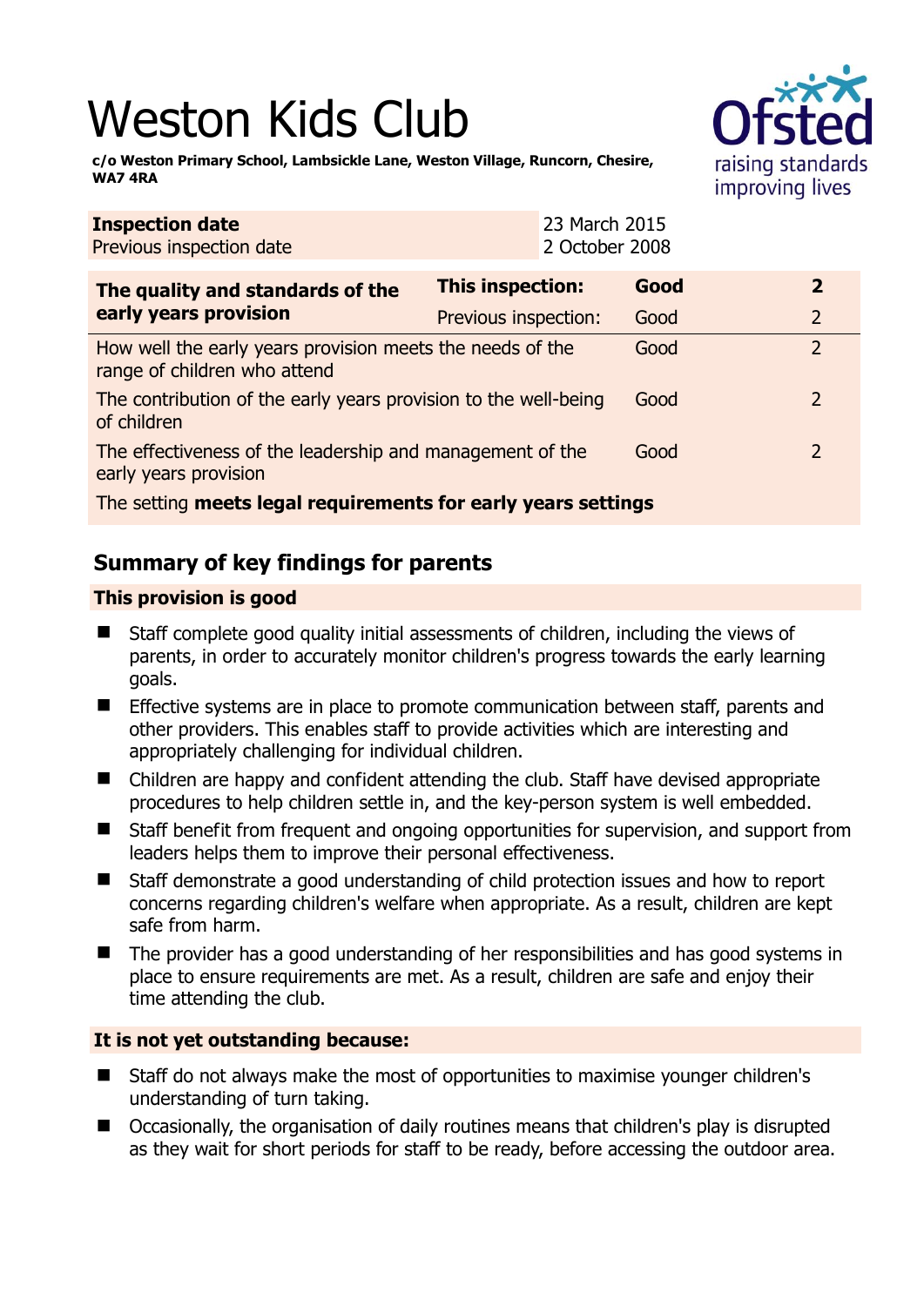# Weston Kids Club

**c/o Weston Primary School, Lambsickle Lane, Weston Village, Runcorn, Chesire, WA7 4RA**

| **Inspection date** | 23 March 2015 |
|---|---|
| Previous inspection date | 2 October 2008 |

| **The quality and standards of the early years provision** | **This inspection:** | **Good** | **2** |
|---|---|---|---|
| | Previous inspection: | Good | 2 |
| How well the early years provision meets the needs of the range of children who attend | | Good | 2 |
| The contribution of the early years provision to the well-being of children | | Good | 2 |
| The effectiveness of the leadership and management of the early years provision | | Good | 2 |
| The setting **meets legal requirements for early years settings** | | | |

## Summary of key findings for parents

### This provision is good

- Staff complete good quality initial assessments of children, including the views of parents, in order to accurately monitor children's progress towards the early learning goals.
- Effective systems are in place to promote communication between staff, parents and other providers. This enables staff to provide activities which are interesting and appropriately challenging for individual children.
- Children are happy and confident attending the club. Staff have devised appropriate procedures to help children settle in, and the key-person system is well embedded.
- Staff benefit from frequent and ongoing opportunities for supervision, and support from leaders helps them to improve their personal effectiveness.
- Staff demonstrate a good understanding of child protection issues and how to report concerns regarding children's welfare when appropriate. As a result, children are kept safe from harm.
- The provider has a good understanding of her responsibilities and has good systems in place to ensure requirements are met. As a result, children are safe and enjoy their time attending the club.

### It is not yet outstanding because:

- Staff do not always make the most of opportunities to maximise younger children's understanding of turn taking.
- Occasionally, the organisation of daily routines means that children's play is disrupted as they wait for short periods for staff to be ready, before accessing the outdoor area.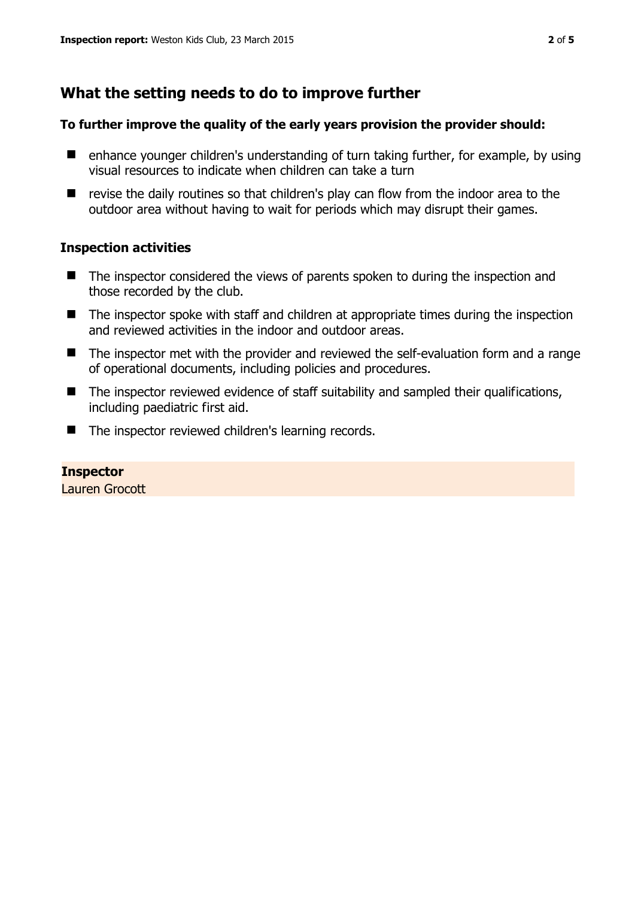## What the setting needs to do to improve further

**To further improve the quality of the early years provision the provider should:**

- enhance younger children's understanding of turn taking further, for example, by using visual resources to indicate when children can take a turn
- revise the daily routines so that children's play can flow from the indoor area to the outdoor area without having to wait for periods which may disrupt their games.

### Inspection activities

- The inspector considered the views of parents spoken to during the inspection and those recorded by the club.
- The inspector spoke with staff and children at appropriate times during the inspection and reviewed activities in the indoor and outdoor areas.
- The inspector met with the provider and reviewed the self-evaluation form and a range of operational documents, including policies and procedures.
- The inspector reviewed evidence of staff suitability and sampled their qualifications, including paediatric first aid.
- The inspector reviewed children's learning records.

**Inspector**
Lauren Grocott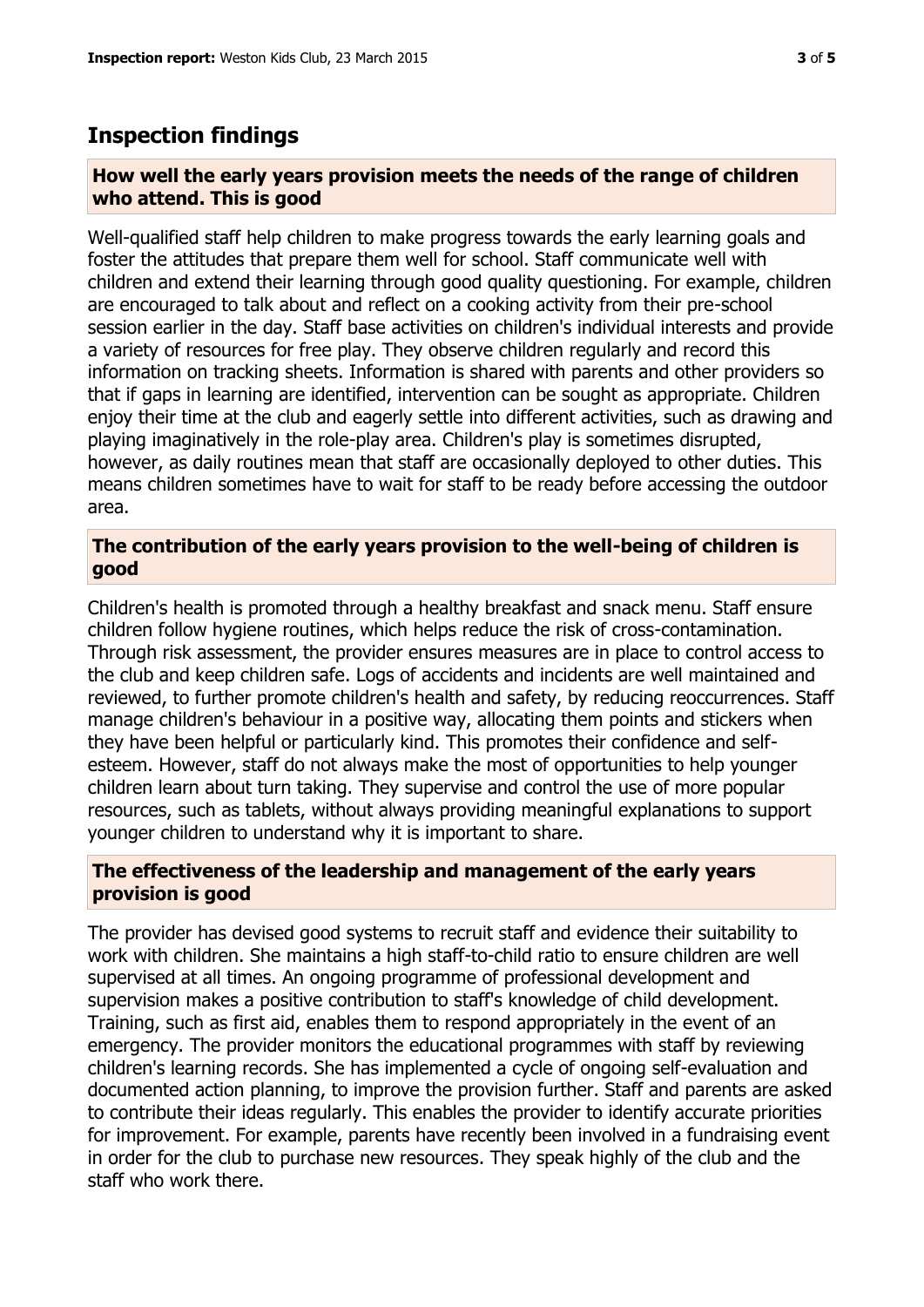## Inspection findings

### How well the early years provision meets the needs of the range of children who attend. This is good

Well-qualified staff help children to make progress towards the early learning goals and foster the attitudes that prepare them well for school. Staff communicate well with children and extend their learning through good quality questioning. For example, children are encouraged to talk about and reflect on a cooking activity from their pre-school session earlier in the day. Staff base activities on children's individual interests and provide a variety of resources for free play. They observe children regularly and record this information on tracking sheets. Information is shared with parents and other providers so that if gaps in learning are identified, intervention can be sought as appropriate. Children enjoy their time at the club and eagerly settle into different activities, such as drawing and playing imaginatively in the role-play area. Children's play is sometimes disrupted, however, as daily routines mean that staff are occasionally deployed to other duties. This means children sometimes have to wait for staff to be ready before accessing the outdoor area.

### The contribution of the early years provision to the well-being of children is good

Children's health is promoted through a healthy breakfast and snack menu. Staff ensure children follow hygiene routines, which helps reduce the risk of cross-contamination. Through risk assessment, the provider ensures measures are in place to control access to the club and keep children safe. Logs of accidents and incidents are well maintained and reviewed, to further promote children's health and safety, by reducing reoccurrences. Staff manage children's behaviour in a positive way, allocating them points and stickers when they have been helpful or particularly kind. This promotes their confidence and self-esteem. However, staff do not always make the most of opportunities to help younger children learn about turn taking. They supervise and control the use of more popular resources, such as tablets, without always providing meaningful explanations to support younger children to understand why it is important to share.

### The effectiveness of the leadership and management of the early years provision is good

The provider has devised good systems to recruit staff and evidence their suitability to work with children. She maintains a high staff-to-child ratio to ensure children are well supervised at all times. An ongoing programme of professional development and supervision makes a positive contribution to staff's knowledge of child development. Training, such as first aid, enables them to respond appropriately in the event of an emergency. The provider monitors the educational programmes with staff by reviewing children's learning records. She has implemented a cycle of ongoing self-evaluation and documented action planning, to improve the provision further. Staff and parents are asked to contribute their ideas regularly. This enables the provider to identify accurate priorities for improvement. For example, parents have recently been involved in a fundraising event in order for the club to purchase new resources. They speak highly of the club and the staff who work there.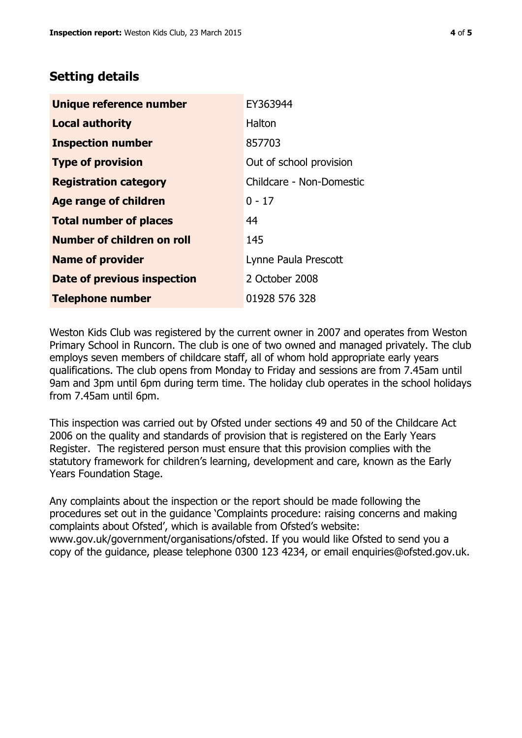## Setting details

| | |
|---|---|
| **Unique reference number** | EY363944 |
| **Local authority** | Halton |
| **Inspection number** | 857703 |
| **Type of provision** | Out of school provision |
| **Registration category** | Childcare - Non-Domestic |
| **Age range of children** | 0 - 17 |
| **Total number of places** | 44 |
| **Number of children on roll** | 145 |
| **Name of provider** | Lynne Paula Prescott |
| **Date of previous inspection** | 2 October 2008 |
| **Telephone number** | 01928 576 328 |

Weston Kids Club was registered by the current owner in 2007 and operates from Weston Primary School in Runcorn. The club is one of two owned and managed privately. The club employs seven members of childcare staff, all of whom hold appropriate early years qualifications. The club opens from Monday to Friday and sessions are from 7.45am until 9am and 3pm until 6pm during term time. The holiday club operates in the school holidays from 7.45am until 6pm.

This inspection was carried out by Ofsted under sections 49 and 50 of the Childcare Act 2006 on the quality and standards of provision that is registered on the Early Years Register. The registered person must ensure that this provision complies with the statutory framework for children's learning, development and care, known as the Early Years Foundation Stage.

Any complaints about the inspection or the report should be made following the procedures set out in the guidance 'Complaints procedure: raising concerns and making complaints about Ofsted', which is available from Ofsted's website: www.gov.uk/government/organisations/ofsted. If you would like Ofsted to send you a copy of the guidance, please telephone 0300 123 4234, or email enquiries@ofsted.gov.uk.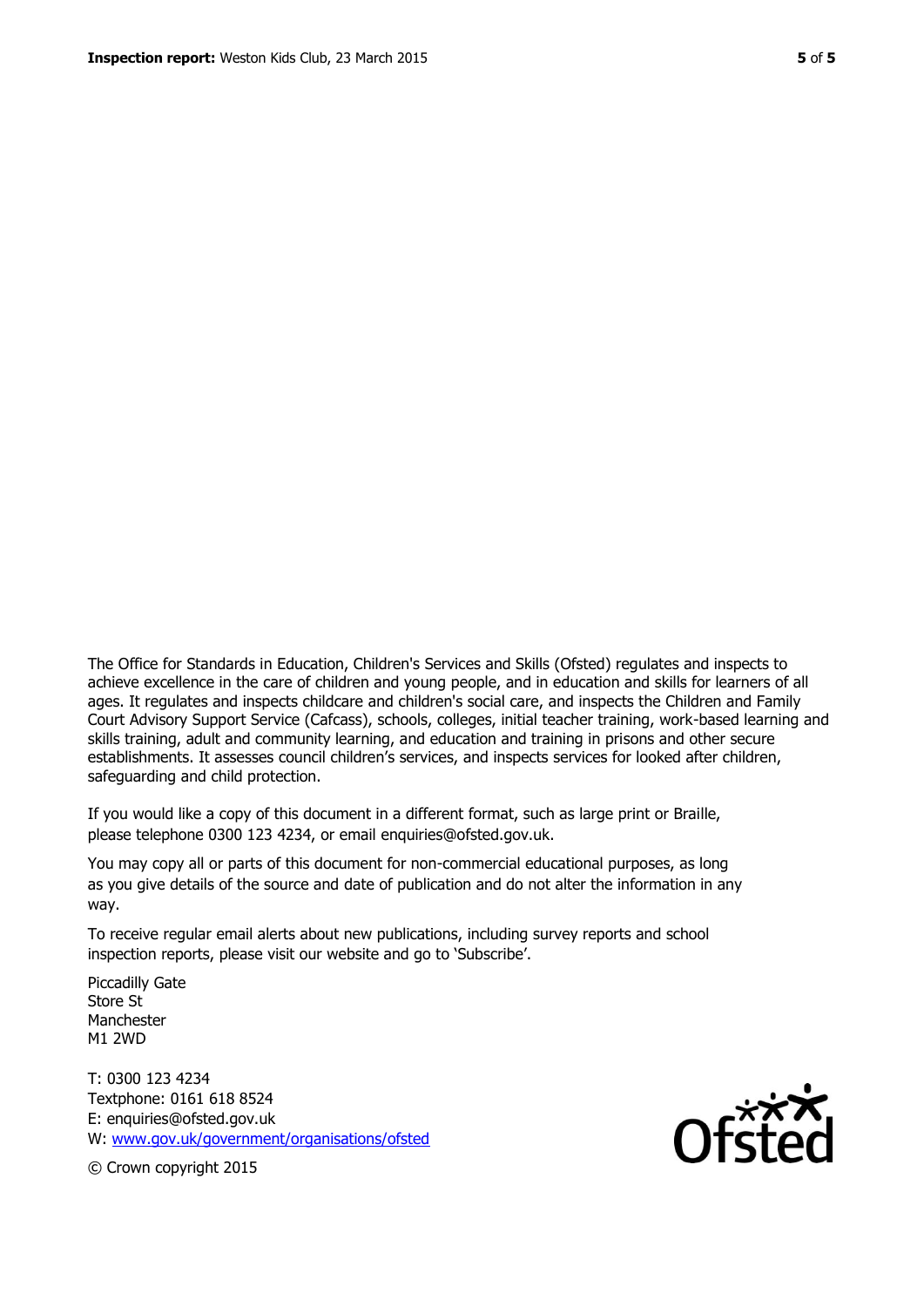The Office for Standards in Education, Children's Services and Skills (Ofsted) regulates and inspects to achieve excellence in the care of children and young people, and in education and skills for learners of all ages. It regulates and inspects childcare and children's social care, and inspects the Children and Family Court Advisory Support Service (Cafcass), schools, colleges, initial teacher training, work-based learning and skills training, adult and community learning, and education and training in prisons and other secure establishments. It assesses council children's services, and inspects services for looked after children, safeguarding and child protection.

If you would like a copy of this document in a different format, such as large print or Braille, please telephone 0300 123 4234, or email enquiries@ofsted.gov.uk.

You may copy all or parts of this document for non-commercial educational purposes, as long as you give details of the source and date of publication and do not alter the information in any way.

To receive regular email alerts about new publications, including survey reports and school inspection reports, please visit our website and go to 'Subscribe'.

Piccadilly Gate
Store St
Manchester
M1 2WD

T: 0300 123 4234
Textphone: 0161 618 8524
E: enquiries@ofsted.gov.uk
W: [www.gov.uk/government/organisations/ofsted](http://www.gov.uk/government/organisations/ofsted)

© Crown copyright 2015